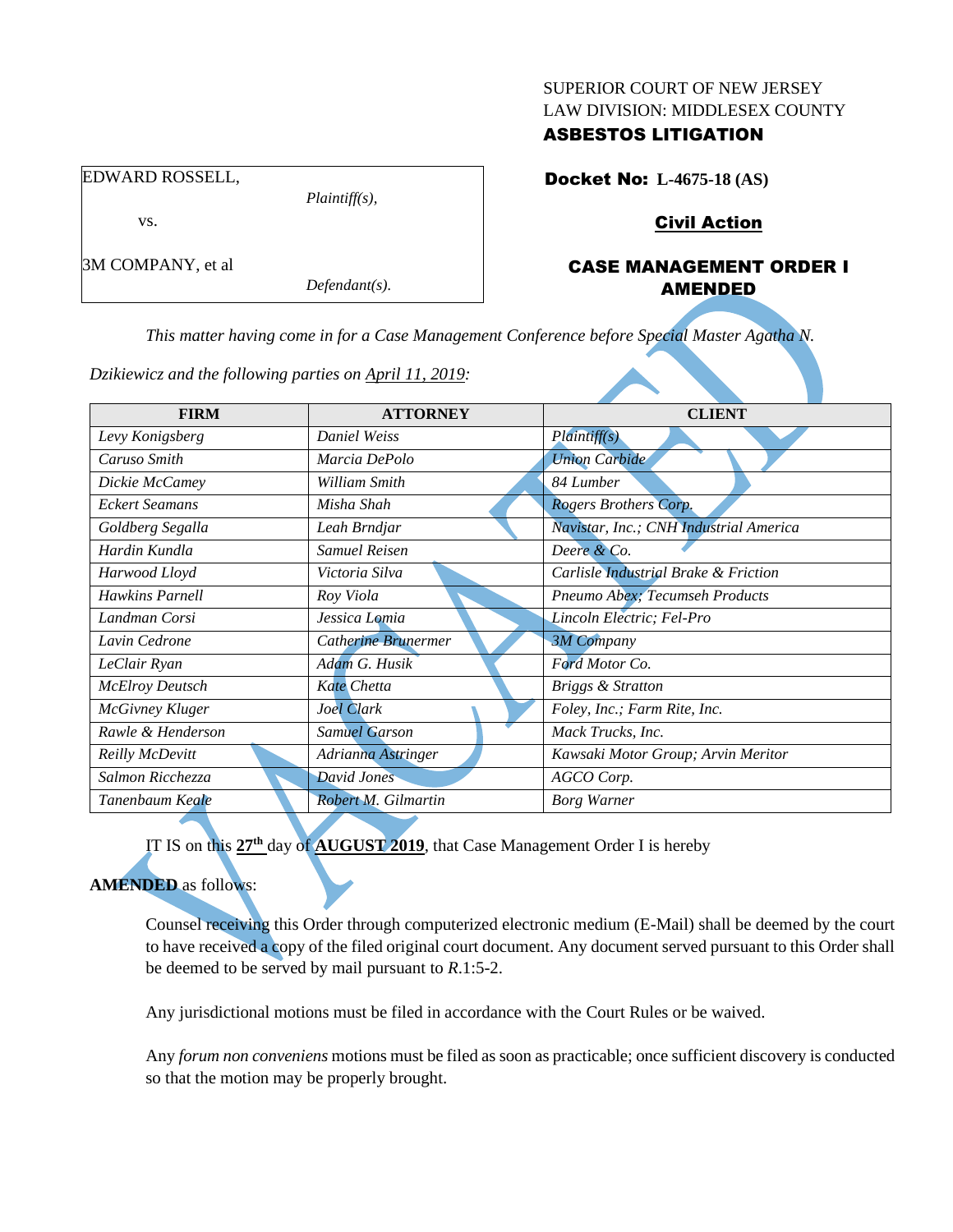SUPERIOR COURT OF NEW JERSEY
LAW DIVISION: MIDDLESEX COUNTY
**ASBESTOS LITIGATION**

EDWARD ROSSELL,
*Plaintiff(s),*

vs.

3M COMPANY, et al
*Defendant(s).*

**Docket No: L-4675-18 (AS)**

**Civil Action**

**CASE MANAGEMENT ORDER I AMENDED**

*This matter having come in for a Case Management Conference before Special Master Agatha N. Dzikiewicz and the following parties on April 11, 2019:*

| FIRM | ATTORNEY | CLIENT |
|---|---|---|
| *Levy Konigsberg* | *Daniel Weiss* | *Plaintiff(s)* |
| *Caruso Smith* | *Marcia DePolo* | *Union Carbide* |
| *Dickie McCamey* | *William Smith* | *84 Lumber* |
| *Eckert Seamans* | *Misha Shah* | *Rogers Brothers Corp.* |
| *Goldberg Segalla* | *Leah Brndjar* | *Navistar, Inc.; CNH Industrial America* |
| *Hardin Kundla* | *Samuel Reisen* | *Deere & Co.* |
| *Harwood Lloyd* | *Victoria Silva* | *Carlisle Industrial Brake & Friction* |
| *Hawkins Parnell* | *Roy Viola* | *Pneumo Abex; Tecumseh Products* |
| *Landman Corsi* | *Jessica Lomia* | *Lincoln Electric; Fel-Pro* |
| *Lavin Cedrone* | *Catherine Brunermer* | *3M Company* |
| *LeClair Ryan* | *Adam G. Husik* | *Ford Motor Co.* |
| *McElroy Deutsch* | *Kate Chetta* | *Briggs & Stratton* |
| *McGivney Kluger* | *Joel Clark* | *Foley, Inc.; Farm Rite, Inc.* |
| *Rawle & Henderson* | *Samuel Garson* | *Mack Trucks, Inc.* |
| *Reilly McDevitt* | *Adrianna Astringer* | *Kawsaki Motor Group; Arvin Meritor* |
| *Salmon Ricchezza* | *David Jones* | *AGCO Corp.* |
| *Tanenbaum Keale* | *Robert M. Gilmartin* | *Borg Warner* |

IT IS on this **27th** day of **AUGUST 2019**, that Case Management Order I is hereby **AMENDED** as follows:

Counsel receiving this Order through computerized electronic medium (E-Mail) shall be deemed by the court to have received a copy of the filed original court document. Any document served pursuant to this Order shall be deemed to be served by mail pursuant to *R*.1:5-2.

Any jurisdictional motions must be filed in accordance with the Court Rules or be waived.

Any *forum non conveniens* motions must be filed as soon as practicable; once sufficient discovery is conducted so that the motion may be properly brought.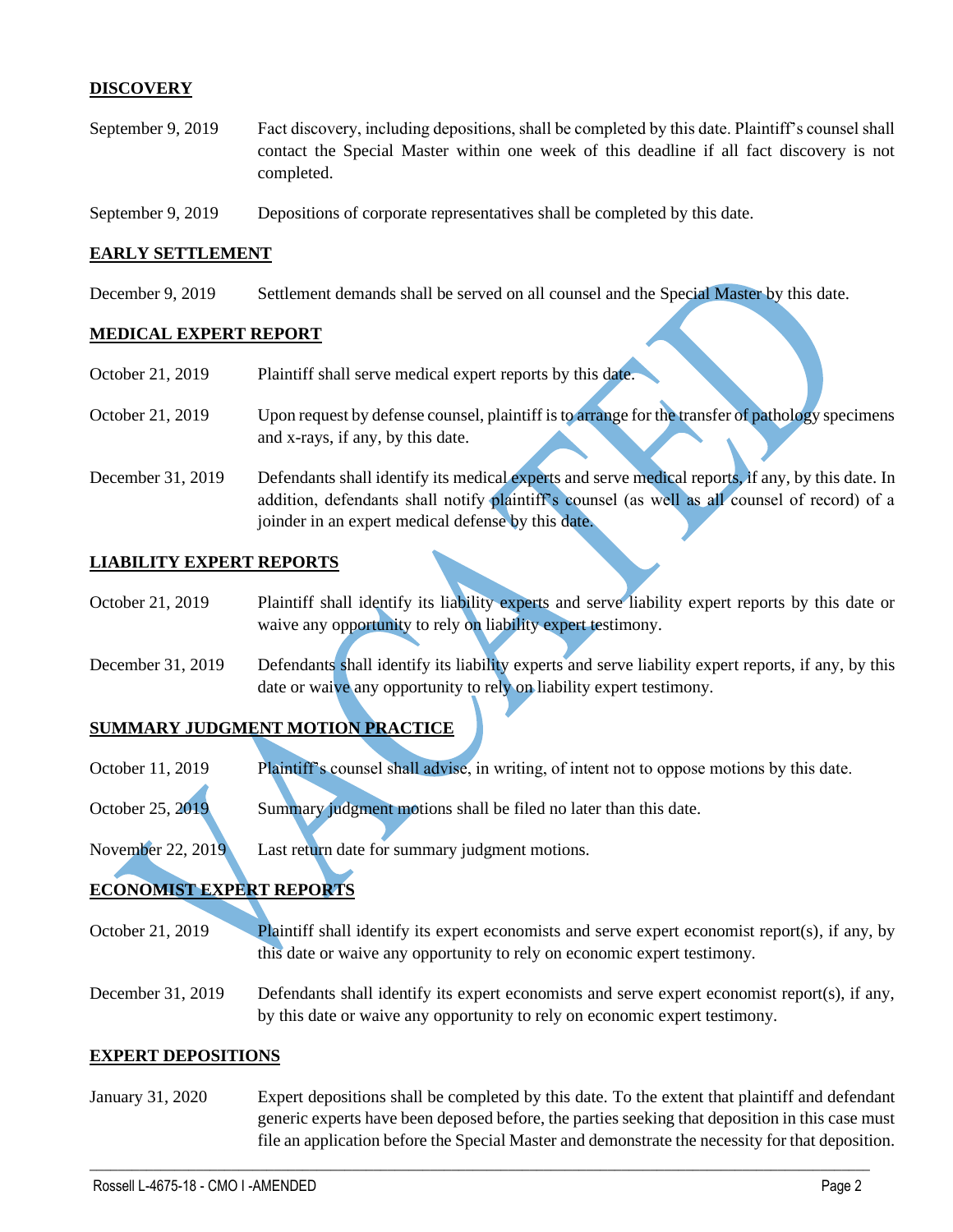## DISCOVERY

| | |
|---|---|
| September 9, 2019 | Fact discovery, including depositions, shall be completed by this date. Plaintiff's counsel shall contact the Special Master within one week of this deadline if all fact discovery is not completed. |
| September 9, 2019 | Depositions of corporate representatives shall be completed by this date. |

## EARLY SETTLEMENT

| | |
|---|---|
| December 9, 2019 | Settlement demands shall be served on all counsel and the Special Master by this date. |

## MEDICAL EXPERT REPORT

| | |
|---|---|
| October 21, 2019 | Plaintiff shall serve medical expert reports by this date. |
| October 21, 2019 | Upon request by defense counsel, plaintiff is to arrange for the transfer of pathology specimens and x-rays, if any, by this date. |
| December 31, 2019 | Defendants shall identify its medical experts and serve medical reports, if any, by this date. In addition, defendants shall notify plaintiff's counsel (as well as all counsel of record) of a joinder in an expert medical defense by this date. |

## LIABILITY EXPERT REPORTS

| | |
|---|---|
| October 21, 2019 | Plaintiff shall identify its liability experts and serve liability expert reports by this date or waive any opportunity to rely on liability expert testimony. |
| December 31, 2019 | Defendants shall identify its liability experts and serve liability expert reports, if any, by this date or waive any opportunity to rely on liability expert testimony. |

## SUMMARY JUDGMENT MOTION PRACTICE

| | |
|---|---|
| October 11, 2019 | Plaintiff's counsel shall advise, in writing, of intent not to oppose motions by this date. |
| October 25, 2019 | Summary judgment motions shall be filed no later than this date. |
| November 22, 2019 | Last return date for summary judgment motions. |

## ECONOMIST EXPERT REPORTS

| | |
|---|---|
| October 21, 2019 | Plaintiff shall identify its expert economists and serve expert economist report(s), if any, by this date or waive any opportunity to rely on economic expert testimony. |
| December 31, 2019 | Defendants shall identify its expert economists and serve expert economist report(s), if any, by this date or waive any opportunity to rely on economic expert testimony. |

## EXPERT DEPOSITIONS

| | |
|---|---|
| January 31, 2020 | Expert depositions shall be completed by this date. To the extent that plaintiff and defendant generic experts have been deposed before, the parties seeking that deposition in this case must file an application before the Special Master and demonstrate the necessity for that deposition. |

VACATED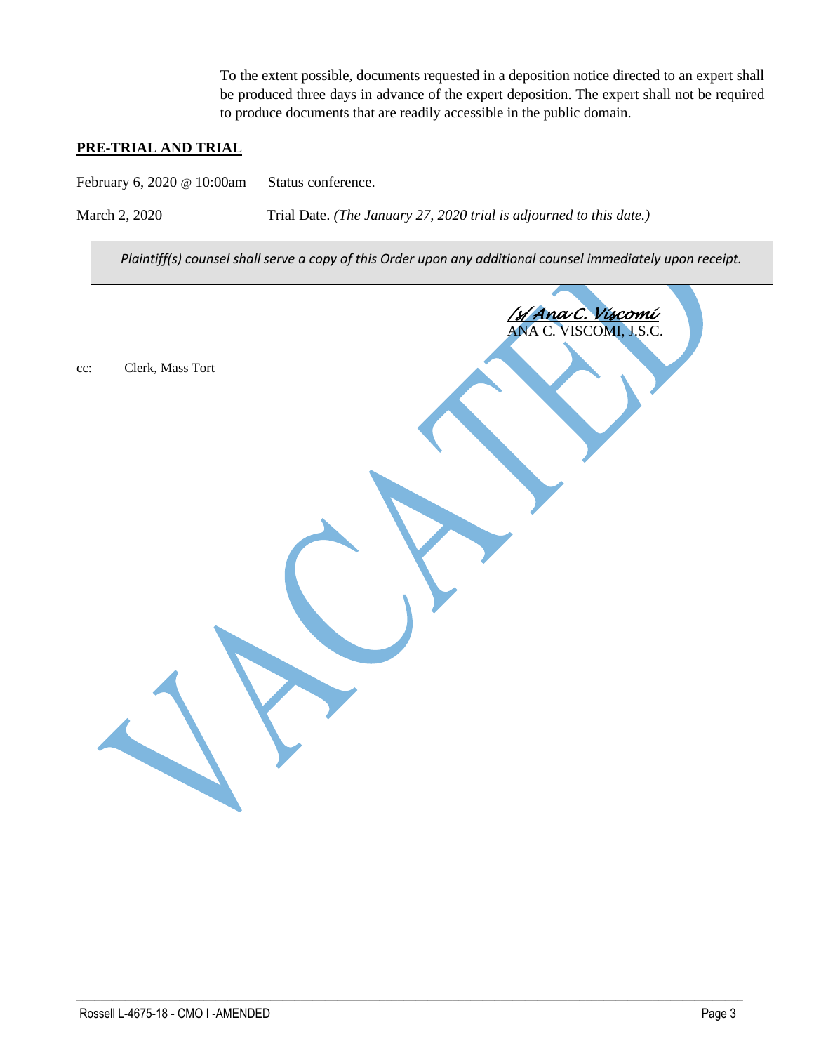To the extent possible, documents requested in a deposition notice directed to an expert shall be produced three days in advance of the expert deposition. The expert shall not be required to produce documents that are readily accessible in the public domain.

**PRE-TRIAL AND TRIAL**

February 6, 2020 @ 10:00am Status conference.

March 2, 2020 Trial Date. *(The January 27, 2020 trial is adjourned to this date.)*

*Plaintiff(s) counsel shall serve a copy of this Order upon any additional counsel immediately upon receipt.*

/s/ Ana C. Viscomi
ANA C. VISCOMI, J.S.C.

cc: Clerk, Mass Tort

VACATED